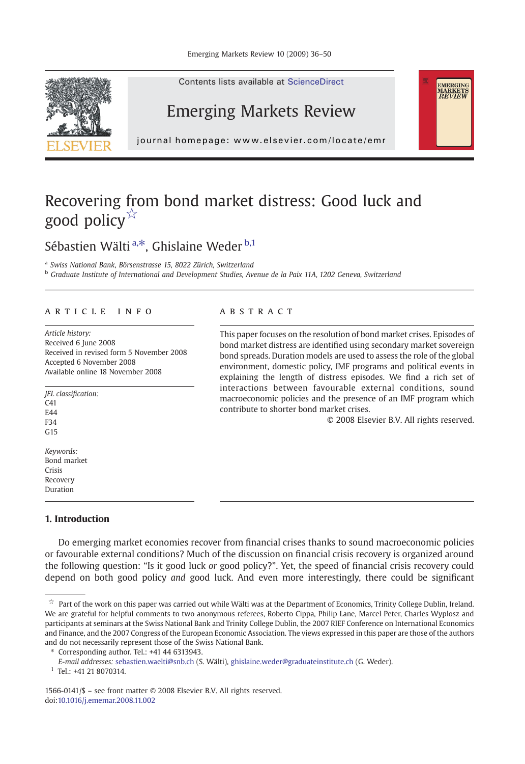Contents lists available at ScienceDirect

# Emerging Markets Review

journal homepage: www.elsevier.com/locate/emr

# Recovering from bond market distress: Good luck and good policy[☆]

Sébastien Wälti[a,*], Ghislaine Weder[b,1]

[a] Swiss National Bank, Börsenstrasse 15, 8022 Zürich, Switzerland

[b] Graduate Institute of International and Development Studies, Avenue de la Paix 11A, 1202 Geneva, Switzerland

**ARTICLE INFO**

*Article history:*
Received 6 June 2008
Received in revised form 5 November 2008
Accepted 6 November 2008
Available online 18 November 2008

*JEL classification:*
C41
E44
F34
G15

*Keywords:*
Bond market
Crisis
Recovery
Duration

**ABSTRACT**

This paper focuses on the resolution of bond market crises. Episodes of bond market distress are identified using secondary market sovereign bond spreads. Duration models are used to assess the role of the global environment, domestic policy, IMF programs and political events in explaining the length of distress episodes. We find a rich set of interactions between favourable external conditions, sound macroeconomic policies and the presence of an IMF program which contribute to shorter bond market crises.

© 2008 Elsevier B.V. All rights reserved.

## 1. Introduction

Do emerging market economies recover from financial crises thanks to sound macroeconomic policies or favourable external conditions? Much of the discussion on financial crisis recovery is organized around the following question: "Is it good luck *or* good policy?". Yet, the speed of financial crisis recovery could depend on both good policy *and* good luck. And even more interestingly, there could be significant

---

☆ Part of the work on this paper was carried out while Wälti was at the Department of Economics, Trinity College Dublin, Ireland. We are grateful for helpful comments to two anonymous referees, Roberto Cippa, Philip Lane, Marcel Peter, Charles Wyplosz and participants at seminars at the Swiss National Bank and Trinity College Dublin, the 2007 RIEF Conference on International Economics and Finance, and the 2007 Congress of the European Economic Association. The views expressed in this paper are those of the authors and do not necessarily represent those of the Swiss National Bank.

\* Corresponding author. Tel.: +41 44 6313943.

*E-mail addresses:* sebastien.waelti@snb.ch (S. Wälti), ghislaine.weder@graduateinstitute.ch (G. Weder).

[1] Tel.: +41 21 8070314.

1566-0141/$ – see front matter © 2008 Elsevier B.V. All rights reserved.
doi:10.1016/j.ememar.2008.11.002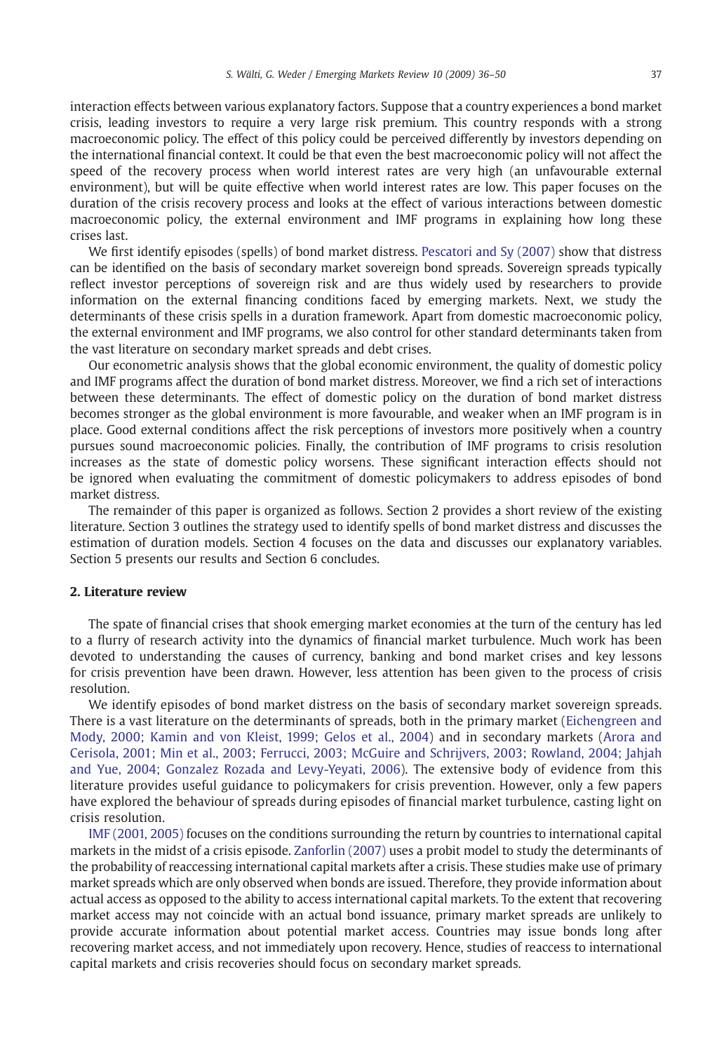interaction effects between various explanatory factors. Suppose that a country experiences a bond market crisis, leading investors to require a very large risk premium. This country responds with a strong macroeconomic policy. The effect of this policy could be perceived differently by investors depending on the international financial context. It could be that even the best macroeconomic policy will not affect the speed of the recovery process when world interest rates are very high (an unfavourable external environment), but will be quite effective when world interest rates are low. This paper focuses on the duration of the crisis recovery process and looks at the effect of various interactions between domestic macroeconomic policy, the external environment and IMF programs in explaining how long these crises last.

We first identify episodes (spells) of bond market distress. Pescatori and Sy (2007) show that distress can be identified on the basis of secondary market sovereign bond spreads. Sovereign spreads typically reflect investor perceptions of sovereign risk and are thus widely used by researchers to provide information on the external financing conditions faced by emerging markets. Next, we study the determinants of these crisis spells in a duration framework. Apart from domestic macroeconomic policy, the external environment and IMF programs, we also control for other standard determinants taken from the vast literature on secondary market spreads and debt crises.

Our econometric analysis shows that the global economic environment, the quality of domestic policy and IMF programs affect the duration of bond market distress. Moreover, we find a rich set of interactions between these determinants. The effect of domestic policy on the duration of bond market distress becomes stronger as the global environment is more favourable, and weaker when an IMF program is in place. Good external conditions affect the risk perceptions of investors more positively when a country pursues sound macroeconomic policies. Finally, the contribution of IMF programs to crisis resolution increases as the state of domestic policy worsens. These significant interaction effects should not be ignored when evaluating the commitment of domestic policymakers to address episodes of bond market distress.

The remainder of this paper is organized as follows. Section 2 provides a short review of the existing literature. Section 3 outlines the strategy used to identify spells of bond market distress and discusses the estimation of duration models. Section 4 focuses on the data and discusses our explanatory variables. Section 5 presents our results and Section 6 concludes.

## 2. Literature review

The spate of financial crises that shook emerging market economies at the turn of the century has led to a flurry of research activity into the dynamics of financial market turbulence. Much work has been devoted to understanding the causes of currency, banking and bond market crises and key lessons for crisis prevention have been drawn. However, less attention has been given to the process of crisis resolution.

We identify episodes of bond market distress on the basis of secondary market sovereign spreads. There is a vast literature on the determinants of spreads, both in the primary market (Eichengreen and Mody, 2000; Kamin and von Kleist, 1999; Gelos et al., 2004) and in secondary markets (Arora and Cerisola, 2001; Min et al., 2003; Ferrucci, 2003; McGuire and Schrijvers, 2003; Rowland, 2004; Jahjah and Yue, 2004; Gonzalez Rozada and Levy-Yeyati, 2006). The extensive body of evidence from this literature provides useful guidance to policymakers for crisis prevention. However, only a few papers have explored the behaviour of spreads during episodes of financial market turbulence, casting light on crisis resolution.

IMF (2001, 2005) focuses on the conditions surrounding the return by countries to international capital markets in the midst of a crisis episode. Zanforlin (2007) uses a probit model to study the determinants of the probability of reaccessing international capital markets after a crisis. These studies make use of primary market spreads which are only observed when bonds are issued. Therefore, they provide information about actual access as opposed to the ability to access international capital markets. To the extent that recovering market access may not coincide with an actual bond issuance, primary market spreads are unlikely to provide accurate information about potential market access. Countries may issue bonds long after recovering market access, and not immediately upon recovery. Hence, studies of reaccess to international capital markets and crisis recoveries should focus on secondary market spreads.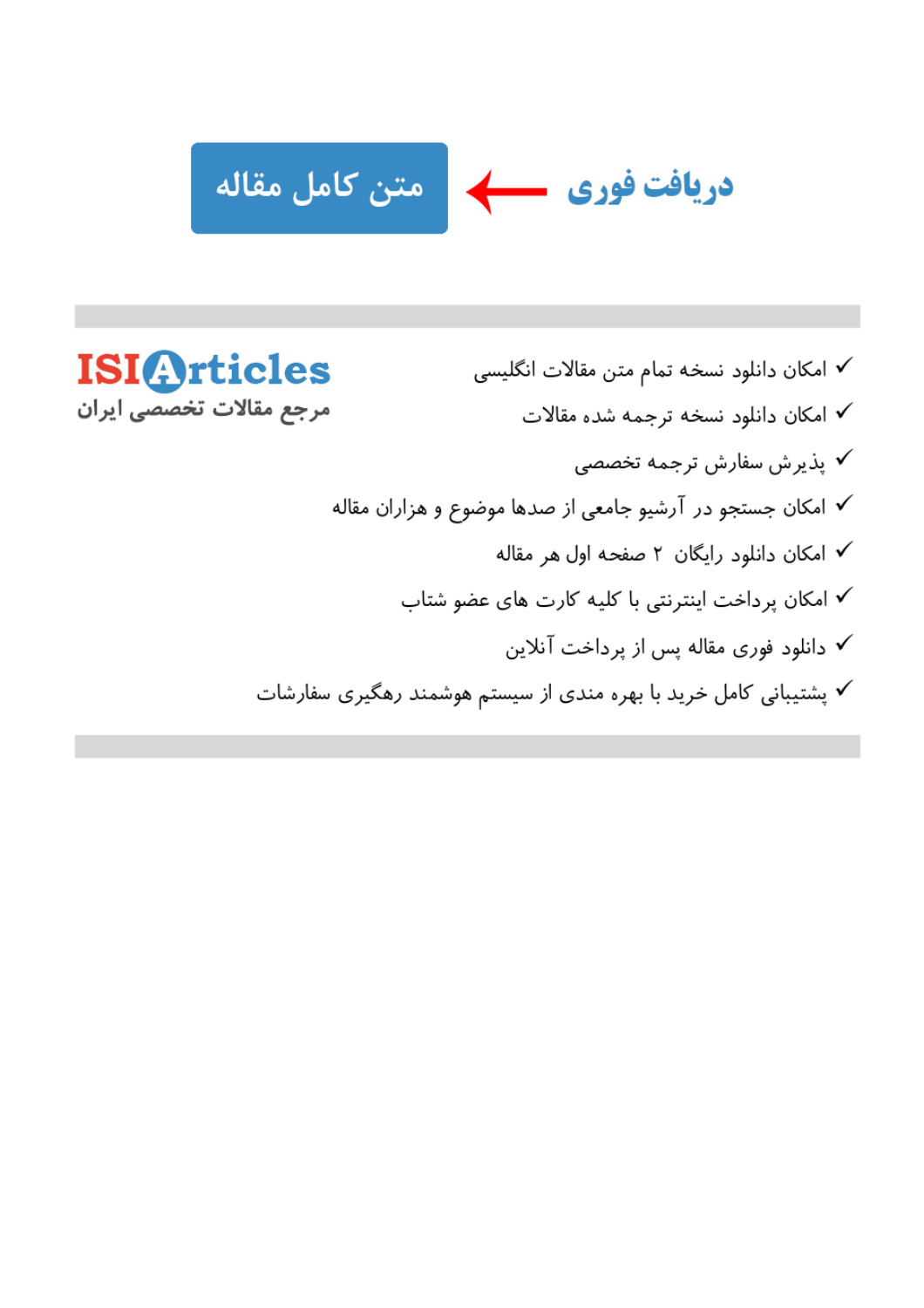دریافت فوری ← متن کامل مقاله

ISIArticles
مرجع مقالات تخصصی ایران

- ✓ امکان دانلود نسخه تمام متن مقالات انگلیسی
- ✓ امکان دانلود نسخه ترجمه شده مقالات
- ✓ پذیرش سفارش ترجمه تخصصی
- ✓ امکان جستجو در آرشیو جامعی از صدها موضوع و هزاران مقاله
- ✓ امکان دانلود رایگان ۲ صفحه اول هر مقاله
- ✓ امکان پرداخت اینترنتی با کلیه کارت های عضو شتاب
- ✓ دانلود فوری مقاله پس از پرداخت آنلاین
- ✓ پشتیبانی کامل خرید با بهره مندی از سیستم هوشمند رهگیری سفارشات